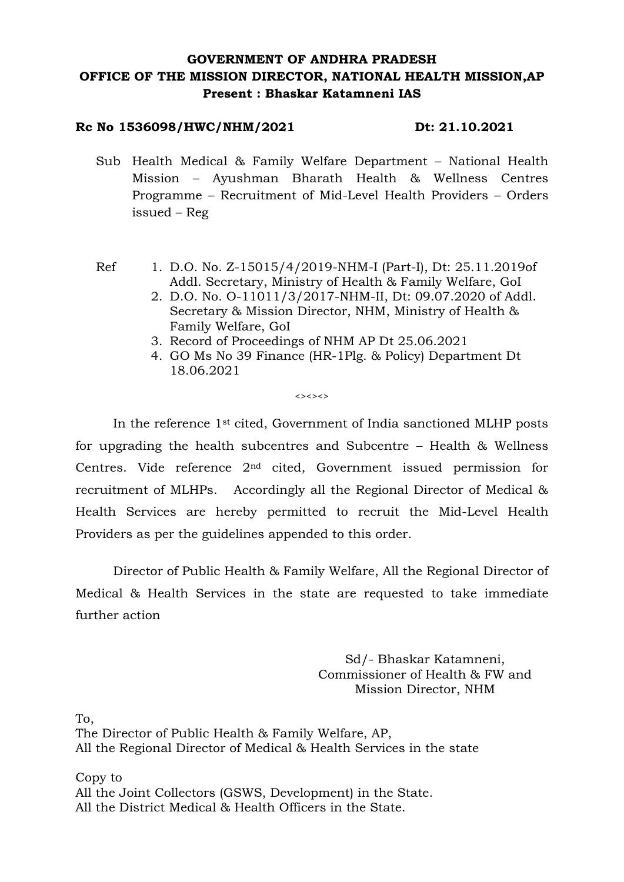**GOVERNMENT OF ANDHRA PRADESH**
**OFFICE OF THE MISSION DIRECTOR, NATIONAL HEALTH MISSION,AP**
**Present : Bhaskar Katamneni IAS**

**Rc No 1536098/HWC/NHM/2021** **Dt: 21.10.2021**

Sub Health Medical & Family Welfare Department – National Health Mission – Ayushman Bharath Health & Wellness Centres Programme – Recruitment of Mid-Level Health Providers – Orders issued – Reg

Ref

1. D.O. No. Z-15015/4/2019-NHM-I (Part-I), Dt: 25.11.2019of Addl. Secretary, Ministry of Health & Family Welfare, GoI
2. D.O. No. O-11011/3/2017-NHM-II, Dt: 09.07.2020 of Addl. Secretary & Mission Director, NHM, Ministry of Health & Family Welfare, GoI
3. Record of Proceedings of NHM AP Dt 25.06.2021
4. GO Ms No 39 Finance (HR-1Plg. & Policy) Department Dt 18.06.2021

<><><>

In the reference 1st cited, Government of India sanctioned MLHP posts for upgrading the health subcentres and Subcentre – Health & Wellness Centres. Vide reference 2nd cited, Government issued permission for recruitment of MLHPs. Accordingly all the Regional Director of Medical & Health Services are hereby permitted to recruit the Mid-Level Health Providers as per the guidelines appended to this order.

Director of Public Health & Family Welfare, All the Regional Director of Medical & Health Services in the state are requested to take immediate further action

Sd/- Bhaskar Katamneni,
Commissioner of Health & FW and
Mission Director, NHM

To,
The Director of Public Health & Family Welfare, AP,
All the Regional Director of Medical & Health Services in the state

Copy to
All the Joint Collectors (GSWS, Development) in the State.
All the District Medical & Health Officers in the State.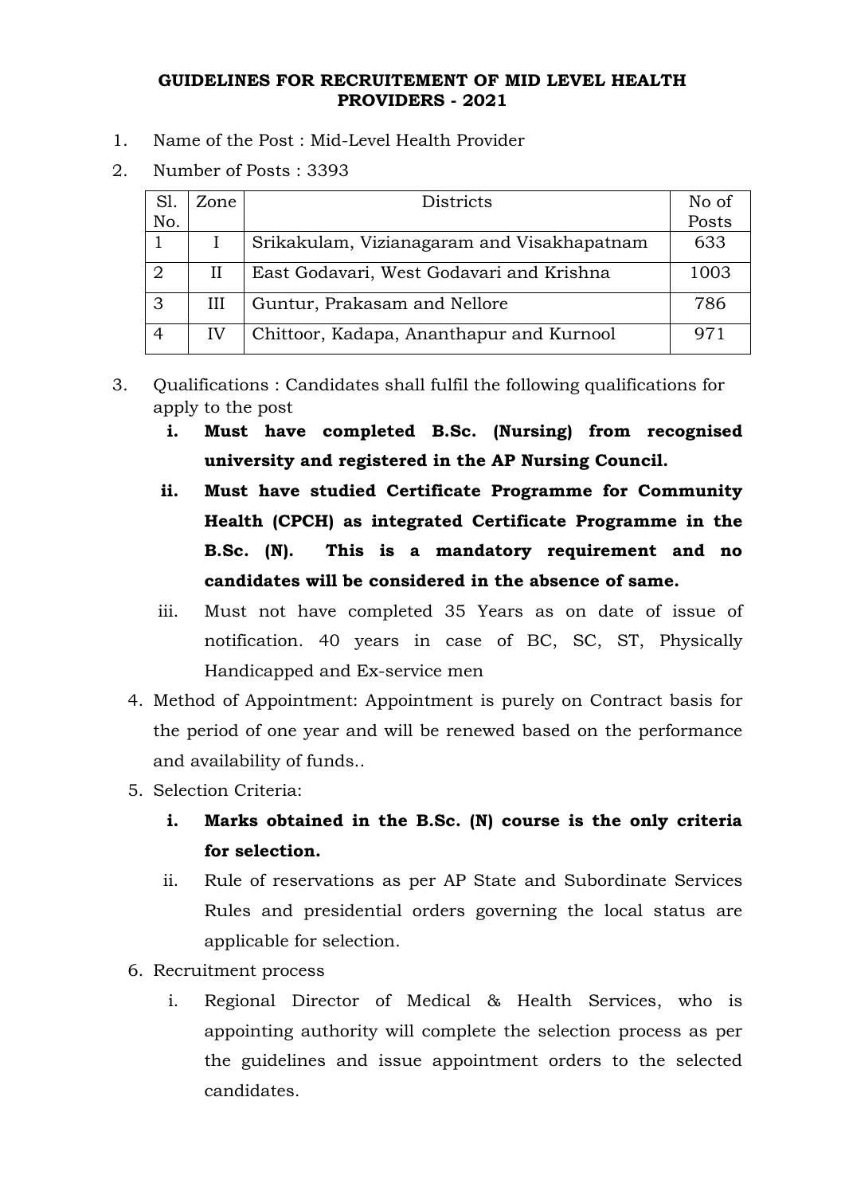**GUIDELINES FOR RECRUITEMENT OF MID LEVEL HEALTH PROVIDERS - 2021**

1. Name of the Post : Mid-Level Health Provider
2. Number of Posts : 3393

| Sl. No. | Zone | Districts | No of Posts |
|---|---|---|---|
| 1 | I | Srikakulam, Vizianagaram and Visakhapatnam | 633 |
| 2 | II | East Godavari, West Godavari and Krishna | 1003 |
| 3 | III | Guntur, Prakasam and Nellore | 786 |
| 4 | IV | Chittoor, Kadapa, Ananthapur and Kurnool | 971 |

3. Qualifications : Candidates shall fulfil the following qualifications for apply to the post
   - i. **Must have completed B.Sc. (Nursing) from recognised university and registered in the AP Nursing Council.**
   - ii. **Must have studied Certificate Programme for Community Health (CPCH) as integrated Certificate Programme in the B.Sc. (N). This is a mandatory requirement and no candidates will be considered in the absence of same.**
   - iii. Must not have completed 35 Years as on date of issue of notification. 40 years in case of BC, SC, ST, Physically Handicapped and Ex-service men
4. Method of Appointment: Appointment is purely on Contract basis for the period of one year and will be renewed based on the performance and availability of funds..
5. Selection Criteria:
   - i. **Marks obtained in the B.Sc. (N) course is the only criteria for selection.**
   - ii. Rule of reservations as per AP State and Subordinate Services Rules and presidential orders governing the local status are applicable for selection.
6. Recruitment process
   - i. Regional Director of Medical & Health Services, who is appointing authority will complete the selection process as per the guidelines and issue appointment orders to the selected candidates.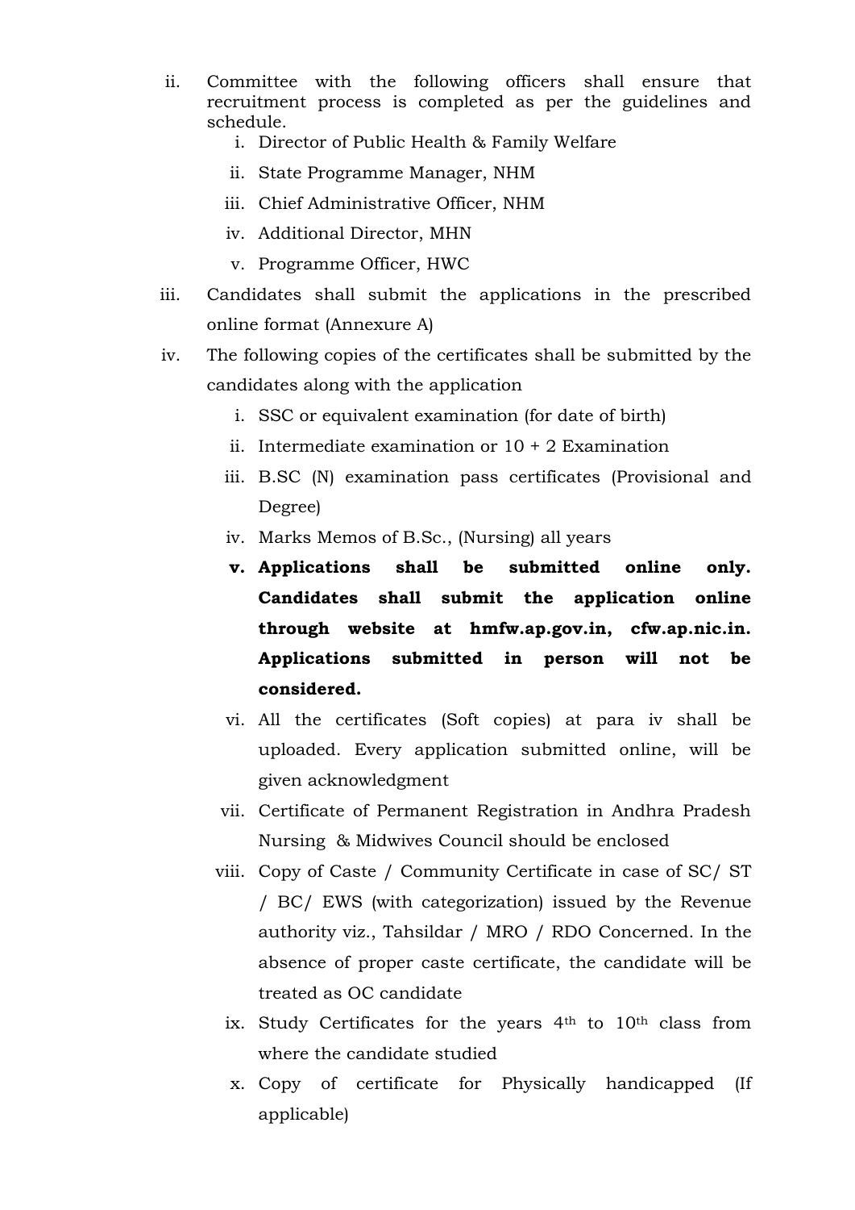ii. Committee with the following officers shall ensure that recruitment process is completed as per the guidelines and schedule.

    i. Director of Public Health & Family Welfare
    ii. State Programme Manager, NHM
    iii. Chief Administrative Officer, NHM
    iv. Additional Director, MHN
    v. Programme Officer, HWC

iii. Candidates shall submit the applications in the prescribed online format (Annexure A)

iv. The following copies of the certificates shall be submitted by the candidates along with the application

    i. SSC or equivalent examination (for date of birth)
    ii. Intermediate examination or 10 + 2 Examination
    iii. B.SC (N) examination pass certificates (Provisional and Degree)
    iv. Marks Memos of B.Sc., (Nursing) all years
    **v. Applications shall be submitted online only. Candidates shall submit the application online through website at hmfw.ap.gov.in, cfw.ap.nic.in. Applications submitted in person will not be considered.**
    vi. All the certificates (Soft copies) at para iv shall be uploaded. Every application submitted online, will be given acknowledgment
    vii. Certificate of Permanent Registration in Andhra Pradesh Nursing & Midwives Council should be enclosed
    viii. Copy of Caste / Community Certificate in case of SC/ ST / BC/ EWS (with categorization) issued by the Revenue authority viz., Tahsildar / MRO / RDO Concerned. In the absence of proper caste certificate, the candidate will be treated as OC candidate
    ix. Study Certificates for the years 4th to 10th class from where the candidate studied
    x. Copy of certificate for Physically handicapped (If applicable)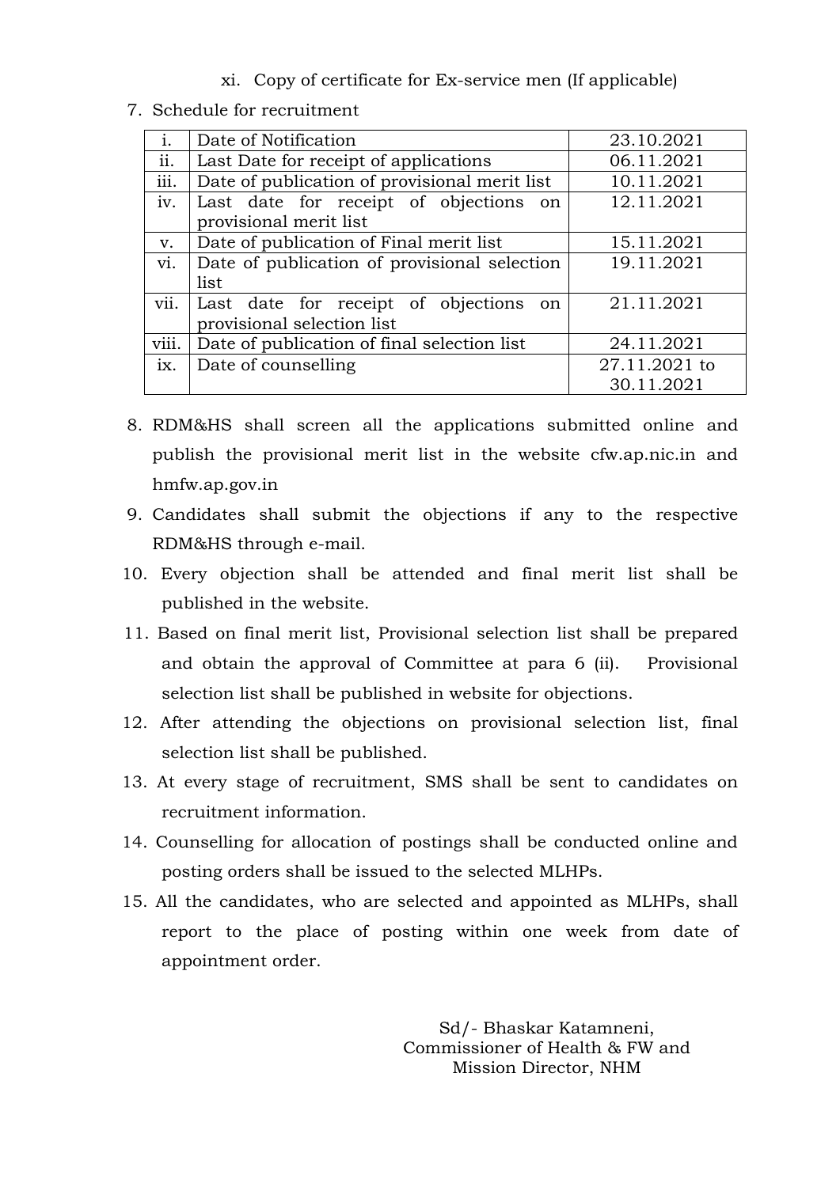xi. Copy of certificate for Ex-service men (If applicable)

7. Schedule for recruitment

| | | |
|---|---|---|
| i. | Date of Notification | 23.10.2021 |
| ii. | Last Date for receipt of applications | 06.11.2021 |
| iii. | Date of publication of provisional merit list | 10.11.2021 |
| iv. | Last date for receipt of objections on provisional merit list | 12.11.2021 |
| v. | Date of publication of Final merit list | 15.11.2021 |
| vi. | Date of publication of provisional selection list | 19.11.2021 |
| vii. | Last date for receipt of objections on provisional selection list | 21.11.2021 |
| viii. | Date of publication of final selection list | 24.11.2021 |
| ix. | Date of counselling | 27.11.2021 to 30.11.2021 |

8. RDM&HS shall screen all the applications submitted online and publish the provisional merit list in the website cfw.ap.nic.in and hmfw.ap.gov.in
9. Candidates shall submit the objections if any to the respective RDM&HS through e-mail.
10. Every objection shall be attended and final merit list shall be published in the website.
11. Based on final merit list, Provisional selection list shall be prepared and obtain the approval of Committee at para 6 (ii). Provisional selection list shall be published in website for objections.
12. After attending the objections on provisional selection list, final selection list shall be published.
13. At every stage of recruitment, SMS shall be sent to candidates on recruitment information.
14. Counselling for allocation of postings shall be conducted online and posting orders shall be issued to the selected MLHPs.
15. All the candidates, who are selected and appointed as MLHPs, shall report to the place of posting within one week from date of appointment order.

Sd/- Bhaskar Katamneni,
Commissioner of Health & FW and
Mission Director, NHM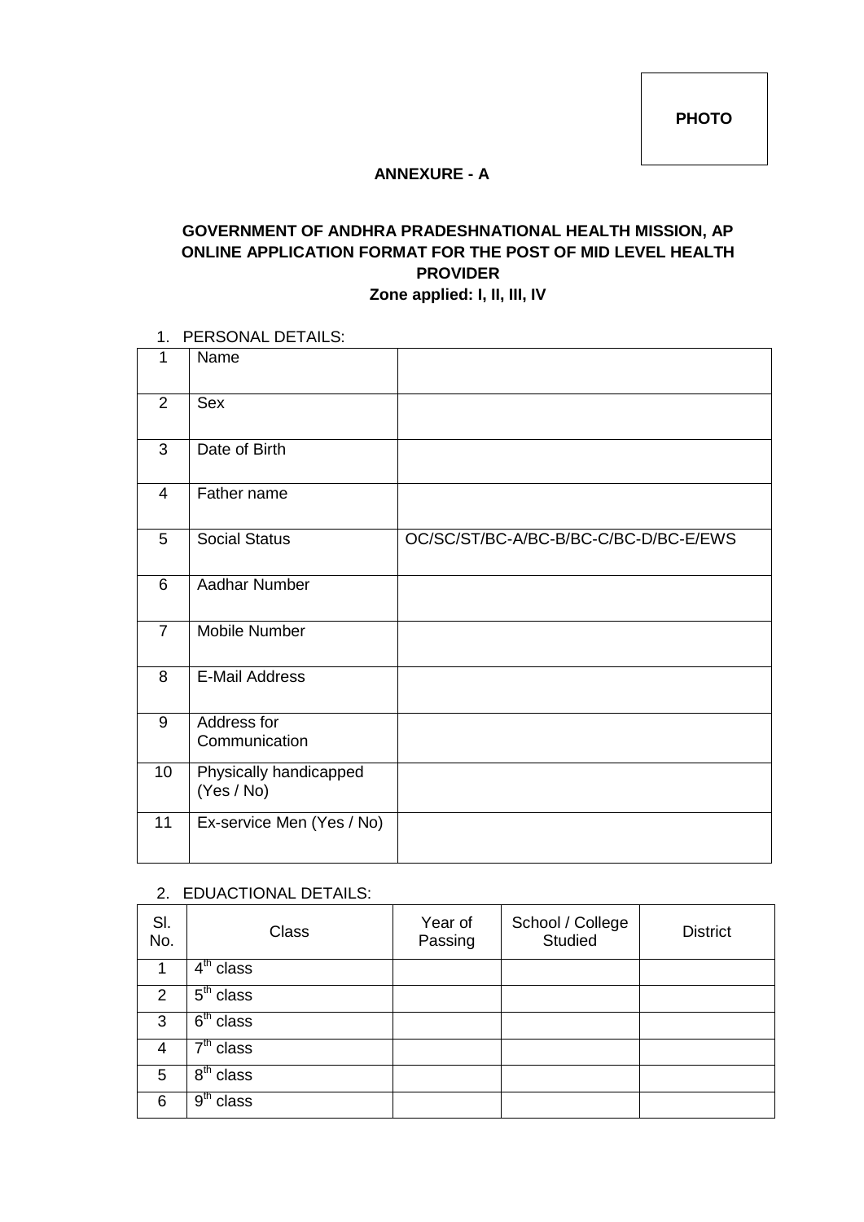PHOTO

**ANNEXURE - A**

**GOVERNMENT OF ANDHRA PRADESHNATIONAL HEALTH MISSION, AP**
**ONLINE APPLICATION FORMAT FOR THE POST OF MID LEVEL HEALTH PROVIDER**
**Zone applied: I, II, III, IV**

1. PERSONAL DETAILS:

| 1 | Name | |
|---|---|---|
| 2 | Sex | |
| 3 | Date of Birth | |
| 4 | Father name | |
| 5 | Social Status | OC/SC/ST/BC-A/BC-B/BC-C/BC-D/BC-E/EWS |
| 6 | Aadhar Number | |
| 7 | Mobile Number | |
| 8 | E-Mail Address | |
| 9 | Address for Communication | |
| 10 | Physically handicapped (Yes / No) | |
| 11 | Ex-service Men (Yes / No) | |

2. EDUACTIONAL DETAILS:

| Sl. No. | Class | Year of Passing | School / College Studied | District |
|---|---|---|---|---|
| 1 | 4th class | | | |
| 2 | 5th class | | | |
| 3 | 6th class | | | |
| 4 | 7th class | | | |
| 5 | 8th class | | | |
| 6 | 9th class | | | |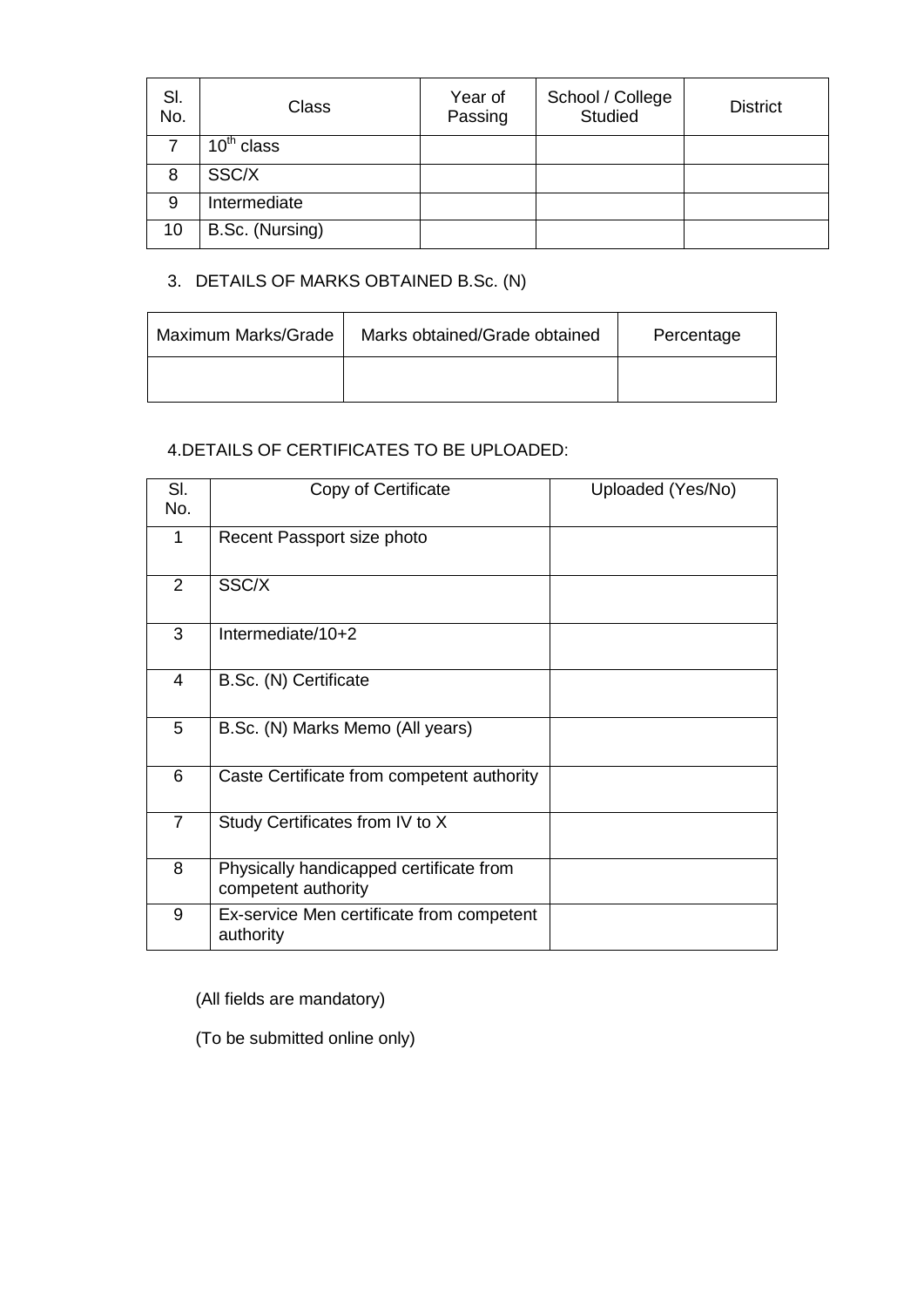| Sl. No. | Class | Year of Passing | School / College Studied | District |
|---|---|---|---|---|
| 7 | 10th class | | | |
| 8 | SSC/X | | | |
| 9 | Intermediate | | | |
| 10 | B.Sc. (Nursing) | | | |

3. DETAILS OF MARKS OBTAINED B.Sc. (N)

| Maximum Marks/Grade | Marks obtained/Grade obtained | Percentage |
|---|---|---|
| | | |

4.DETAILS OF CERTIFICATES TO BE UPLOADED:

| Sl. No. | Copy of Certificate | Uploaded (Yes/No) |
|---|---|---|
| 1 | Recent Passport size photo | |
| 2 | SSC/X | |
| 3 | Intermediate/10+2 | |
| 4 | B.Sc. (N) Certificate | |
| 5 | B.Sc. (N) Marks Memo (All years) | |
| 6 | Caste Certificate from competent authority | |
| 7 | Study Certificates from IV to X | |
| 8 | Physically handicapped certificate from competent authority | |
| 9 | Ex-service Men certificate from competent authority | |

(All fields are mandatory)

(To be submitted online only)